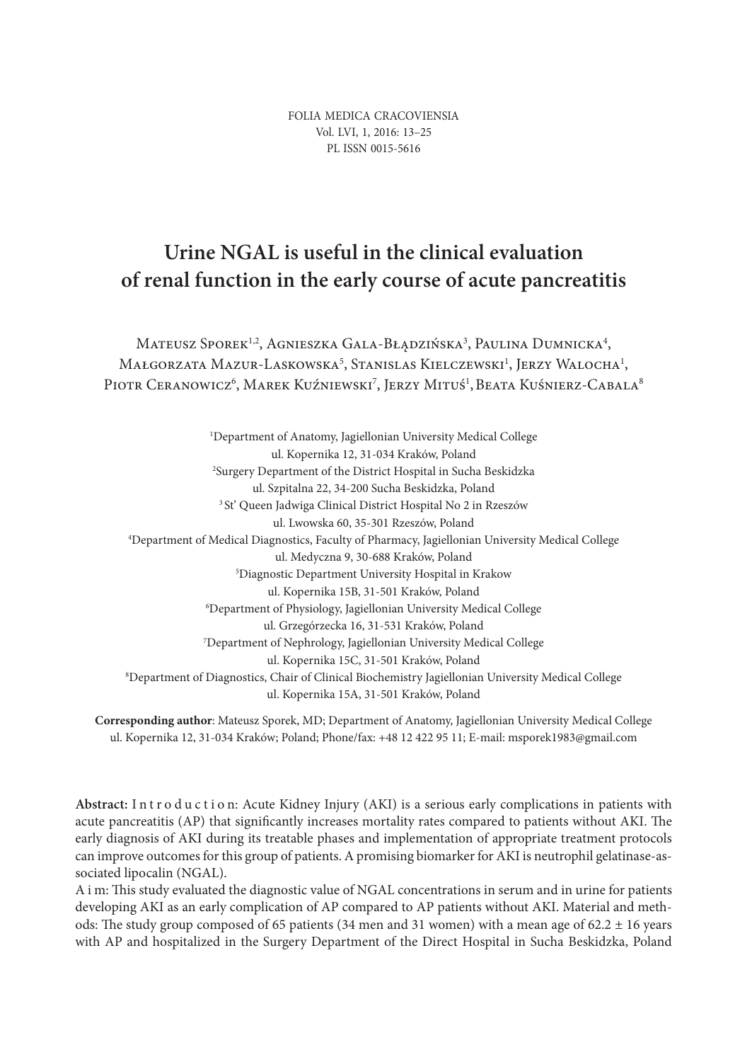# Urine NGAL is useful in the clinical evaluation of renal function in the early course of acute pancreatitis

Mateusz Sporek[1,2], Agnieszka Gala-Błądzińska[3], Paulina Dumnicka[4], Małgorzata Mazur-Laskowska[5], Stanislas Kielczewski[1], Jerzy Walocha[1], Piotr Ceranowicz[6], Marek Kuźniewski[7], Jerzy Mituś[1], Beata Kuśnierz-Cabala[8]

[1]Department of Anatomy, Jagiellonian University Medical College
ul. Kopernika 12, 31-034 Kraków, Poland
[2]Surgery Department of the District Hospital in Sucha Beskidzka
ul. Szpitalna 22, 34-200 Sucha Beskidzka, Poland
[3] St' Queen Jadwiga Clinical District Hospital No 2 in Rzeszów
ul. Lwowska 60, 35-301 Rzeszów, Poland
[4]Department of Medical Diagnostics, Faculty of Pharmacy, Jagiellonian University Medical College
ul. Medyczna 9, 30-688 Kraków, Poland
[5]Diagnostic Department University Hospital in Krakow
ul. Kopernika 15B, 31-501 Kraków, Poland
[6]Department of Physiology, Jagiellonian University Medical College
ul. Grzegórzecka 16, 31-531 Kraków, Poland
[7]Department of Nephrology, Jagiellonian University Medical College
ul. Kopernika 15C, 31-501 Kraków, Poland
[8]Department of Diagnostics, Chair of Clinical Biochemistry Jagiellonian University Medical College
ul. Kopernika 15A, 31-501 Kraków, Poland

**Corresponding author**: Mateusz Sporek, MD; Department of Anatomy, Jagiellonian University Medical College ul. Kopernika 12, 31-034 Kraków; Poland; Phone/fax: +48 12 422 95 11; E-mail: msporek1983@gmail.com

**Abstract:** Introduction: Acute Kidney Injury (AKI) is a serious early complications in patients with acute pancreatitis (AP) that significantly increases mortality rates compared to patients without AKI. The early diagnosis of AKI during its treatable phases and implementation of appropriate treatment protocols can improve outcomes for this group of patients. A promising biomarker for AKI is neutrophil gelatinase-associated lipocalin (NGAL).

Aim: This study evaluated the diagnostic value of NGAL concentrations in serum and in urine for patients developing AKI as an early complication of AP compared to AP patients without AKI. Material and methods: The study group composed of 65 patients (34 men and 31 women) with a mean age of 62.2 ± 16 years with AP and hospitalized in the Surgery Department of the Direct Hospital in Sucha Beskidzka, Poland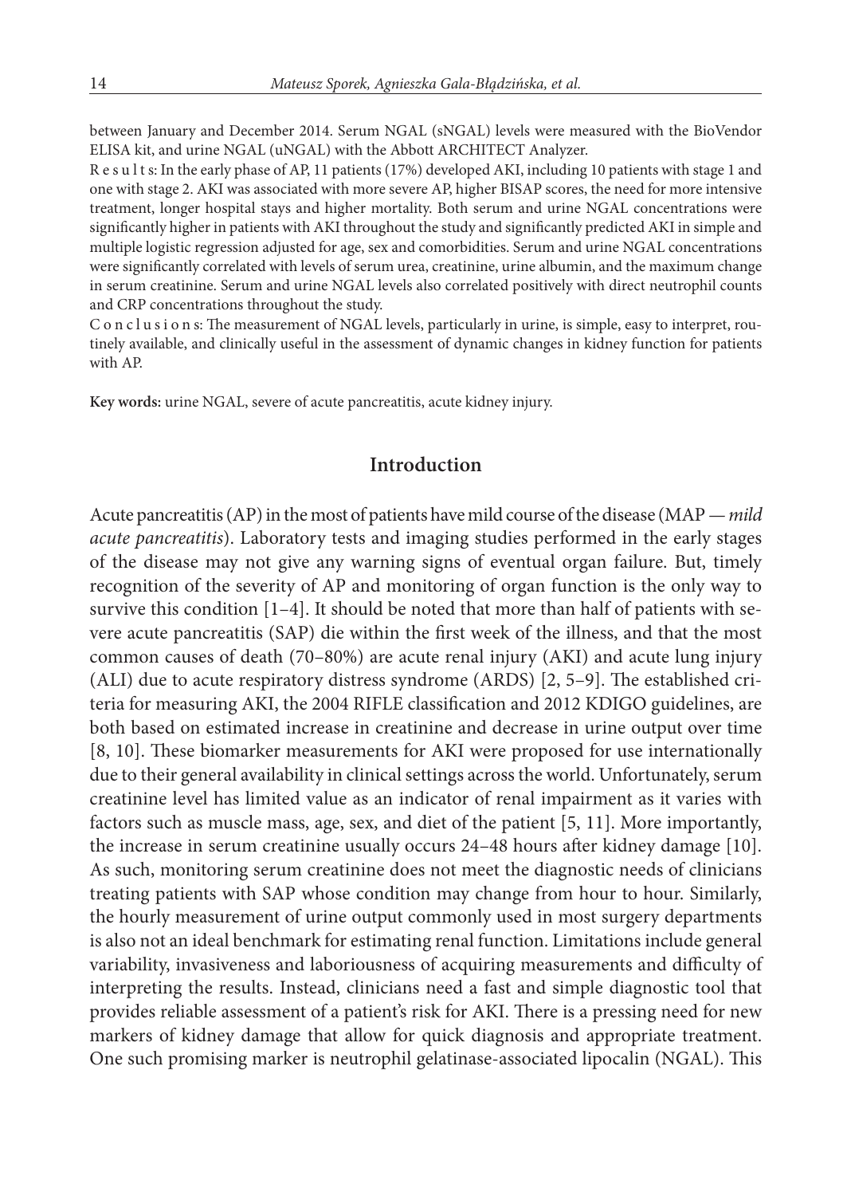between January and December 2014. Serum NGAL (sNGAL) levels were measured with the BioVendor ELISA kit, and urine NGAL (uNGAL) with the Abbott ARCHITECT Analyzer.

Results: In the early phase of AP, 11 patients (17%) developed AKI, including 10 patients with stage 1 and one with stage 2. AKI was associated with more severe AP, higher BISAP scores, the need for more intensive treatment, longer hospital stays and higher mortality. Both serum and urine NGAL concentrations were significantly higher in patients with AKI throughout the study and significantly predicted AKI in simple and multiple logistic regression adjusted for age, sex and comorbidities. Serum and urine NGAL concentrations were significantly correlated with levels of serum urea, creatinine, urine albumin, and the maximum change in serum creatinine. Serum and urine NGAL levels also correlated positively with direct neutrophil counts and CRP concentrations throughout the study.

Conclusions: The measurement of NGAL levels, particularly in urine, is simple, easy to interpret, routinely available, and clinically useful in the assessment of dynamic changes in kidney function for patients with AP.

**Key words:** urine NGAL, severe of acute pancreatitis, acute kidney injury.

## Introduction

Acute pancreatitis (AP) in the most of patients have mild course of the disease (MAP — *mild acute pancreatitis*). Laboratory tests and imaging studies performed in the early stages of the disease may not give any warning signs of eventual organ failure. But, timely recognition of the severity of AP and monitoring of organ function is the only way to survive this condition [1–4]. It should be noted that more than half of patients with severe acute pancreatitis (SAP) die within the first week of the illness, and that the most common causes of death (70–80%) are acute renal injury (AKI) and acute lung injury (ALI) due to acute respiratory distress syndrome (ARDS) [2, 5–9]. The established criteria for measuring AKI, the 2004 RIFLE classification and 2012 KDIGO guidelines, are both based on estimated increase in creatinine and decrease in urine output over time [8, 10]. These biomarker measurements for AKI were proposed for use internationally due to their general availability in clinical settings across the world. Unfortunately, serum creatinine level has limited value as an indicator of renal impairment as it varies with factors such as muscle mass, age, sex, and diet of the patient [5, 11]. More importantly, the increase in serum creatinine usually occurs 24–48 hours after kidney damage [10]. As such, monitoring serum creatinine does not meet the diagnostic needs of clinicians treating patients with SAP whose condition may change from hour to hour. Similarly, the hourly measurement of urine output commonly used in most surgery departments is also not an ideal benchmark for estimating renal function. Limitations include general variability, invasiveness and laboriousness of acquiring measurements and difficulty of interpreting the results. Instead, clinicians need a fast and simple diagnostic tool that provides reliable assessment of a patient's risk for AKI. There is a pressing need for new markers of kidney damage that allow for quick diagnosis and appropriate treatment. One such promising marker is neutrophil gelatinase-associated lipocalin (NGAL). This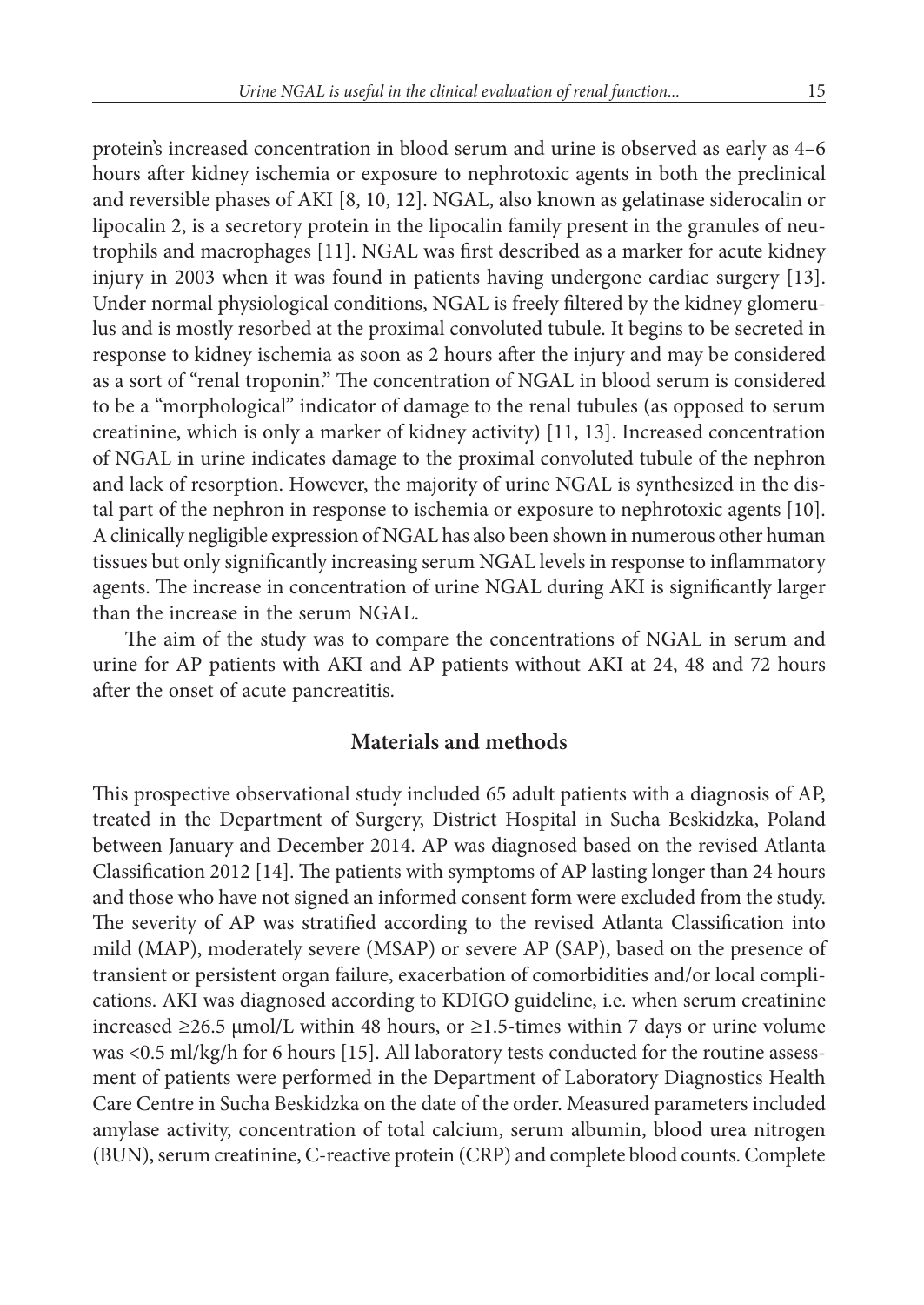protein's increased concentration in blood serum and urine is observed as early as 4–6 hours after kidney ischemia or exposure to nephrotoxic agents in both the preclinical and reversible phases of AKI [8, 10, 12]. NGAL, also known as gelatinase siderocalin or lipocalin 2, is a secretory protein in the lipocalin family present in the granules of neutrophils and macrophages [11]. NGAL was first described as a marker for acute kidney injury in 2003 when it was found in patients having undergone cardiac surgery [13]. Under normal physiological conditions, NGAL is freely filtered by the kidney glomerulus and is mostly resorbed at the proximal convoluted tubule. It begins to be secreted in response to kidney ischemia as soon as 2 hours after the injury and may be considered as a sort of "renal troponin." The concentration of NGAL in blood serum is considered to be a "morphological" indicator of damage to the renal tubules (as opposed to serum creatinine, which is only a marker of kidney activity) [11, 13]. Increased concentration of NGAL in urine indicates damage to the proximal convoluted tubule of the nephron and lack of resorption. However, the majority of urine NGAL is synthesized in the distal part of the nephron in response to ischemia or exposure to nephrotoxic agents [10]. A clinically negligible expression of NGAL has also been shown in numerous other human tissues but only significantly increasing serum NGAL levels in response to inflammatory agents. The increase in concentration of urine NGAL during AKI is significantly larger than the increase in the serum NGAL.

The aim of the study was to compare the concentrations of NGAL in serum and urine for AP patients with AKI and AP patients without AKI at 24, 48 and 72 hours after the onset of acute pancreatitis.

## Materials and methods

This prospective observational study included 65 adult patients with a diagnosis of AP, treated in the Department of Surgery, District Hospital in Sucha Beskidzka, Poland between January and December 2014. AP was diagnosed based on the revised Atlanta Classification 2012 [14]. The patients with symptoms of AP lasting longer than 24 hours and those who have not signed an informed consent form were excluded from the study. The severity of AP was stratified according to the revised Atlanta Classification into mild (MAP), moderately severe (MSAP) or severe AP (SAP), based on the presence of transient or persistent organ failure, exacerbation of comorbidities and/or local complications. AKI was diagnosed according to KDIGO guideline, i.e. when serum creatinine increased ≥26.5 μmol/L within 48 hours, or ≥1.5-times within 7 days or urine volume was <0.5 ml/kg/h for 6 hours [15]. All laboratory tests conducted for the routine assessment of patients were performed in the Department of Laboratory Diagnostics Health Care Centre in Sucha Beskidzka on the date of the order. Measured parameters included amylase activity, concentration of total calcium, serum albumin, blood urea nitrogen (BUN), serum creatinine, C-reactive protein (CRP) and complete blood counts. Complete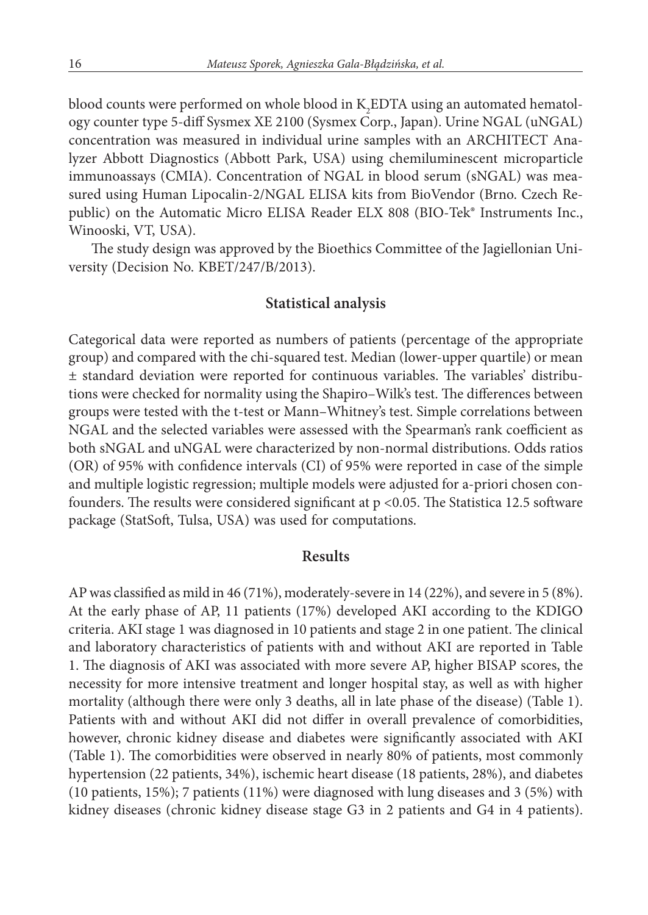blood counts were performed on whole blood in $K_2$EDTA using an automated hematology counter type 5-diff Sysmex XE 2100 (Sysmex Corp., Japan). Urine NGAL (uNGAL) concentration was measured in individual urine samples with an ARCHITECT Analyzer Abbott Diagnostics (Abbott Park, USA) using chemiluminescent microparticle immunoassays (CMIA). Concentration of NGAL in blood serum (sNGAL) was measured using Human Lipocalin-2/NGAL ELISA kits from BioVendor (Brno. Czech Republic) on the Automatic Micro ELISA Reader ELX 808 (BIO-Tek® Instruments Inc., Winooski, VT, USA).

The study design was approved by the Bioethics Committee of the Jagiellonian University (Decision No. KBET/247/B/2013).

## Statistical analysis

Categorical data were reported as numbers of patients (percentage of the appropriate group) and compared with the chi-squared test. Median (lower-upper quartile) or mean ± standard deviation were reported for continuous variables. The variables' distributions were checked for normality using the Shapiro–Wilk's test. The differences between groups were tested with the t-test or Mann–Whitney's test. Simple correlations between NGAL and the selected variables were assessed with the Spearman's rank coefficient as both sNGAL and uNGAL were characterized by non-normal distributions. Odds ratios (OR) of 95% with confidence intervals (CI) of 95% were reported in case of the simple and multiple logistic regression; multiple models were adjusted for a-priori chosen confounders. The results were considered significant at $p < 0.05$. The Statistica 12.5 software package (StatSoft, Tulsa, USA) was used for computations.

## Results

AP was classified as mild in 46 (71%), moderately-severe in 14 (22%), and severe in 5 (8%). At the early phase of AP, 11 patients (17%) developed AKI according to the KDIGO criteria. AKI stage 1 was diagnosed in 10 patients and stage 2 in one patient. The clinical and laboratory characteristics of patients with and without AKI are reported in Table 1. The diagnosis of AKI was associated with more severe AP, higher BISAP scores, the necessity for more intensive treatment and longer hospital stay, as well as with higher mortality (although there were only 3 deaths, all in late phase of the disease) (Table 1). Patients with and without AKI did not differ in overall prevalence of comorbidities, however, chronic kidney disease and diabetes were significantly associated with AKI (Table 1). The comorbidities were observed in nearly 80% of patients, most commonly hypertension (22 patients, 34%), ischemic heart disease (18 patients, 28%), and diabetes (10 patients, 15%); 7 patients (11%) were diagnosed with lung diseases and 3 (5%) with kidney diseases (chronic kidney disease stage G3 in 2 patients and G4 in 4 patients).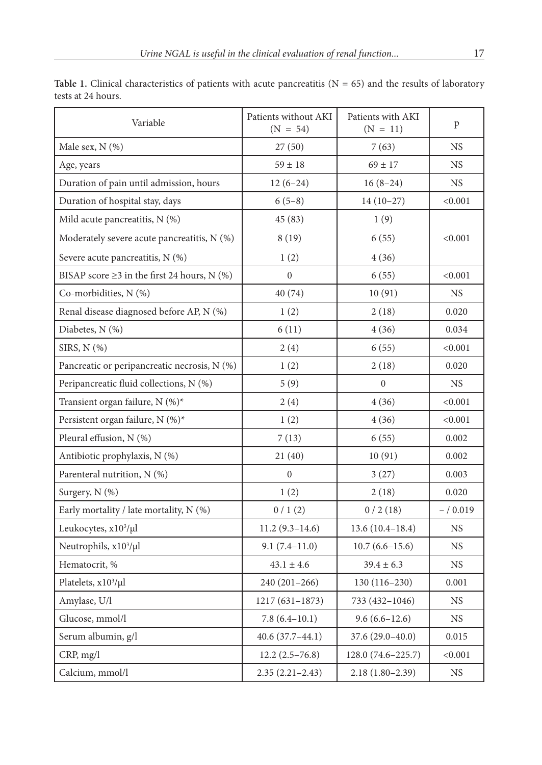**Table 1.** Clinical characteristics of patients with acute pancreatitis (N = 65) and the results of laboratory tests at 24 hours.

| Variable | Patients without AKI (N = 54) | Patients with AKI (N = 11) | p |
|---|---|---|---|
| Male sex, N (%) | 27 (50) | 7 (63) | NS |
| Age, years | 59 ± 18 | 69 ± 17 | NS |
| Duration of pain until admission, hours | 12 (6–24) | 16 (8–24) | NS |
| Duration of hospital stay, days | 6 (5–8) | 14 (10–27) | <0.001 |
| Mild acute pancreatitis, N (%) | 45 (83) | 1 (9) | <0.001 |
| Moderately severe acute pancreatitis, N (%) | 8 (19) | 6 (55) | |
| Severe acute pancreatitis, N (%) | 1 (2) | 4 (36) | |
| BISAP score ≥3 in the first 24 hours, N (%) | 0 | 6 (55) | <0.001 |
| Co-morbidities, N (%) | 40 (74) | 10 (91) | NS |
| Renal disease diagnosed before AP, N (%) | 1 (2) | 2 (18) | 0.020 |
| Diabetes, N (%) | 6 (11) | 4 (36) | 0.034 |
| SIRS, N (%) | 2 (4) | 6 (55) | <0.001 |
| Pancreatic or peripancreatic necrosis, N (%) | 1 (2) | 2 (18) | 0.020 |
| Peripancreatic fluid collections, N (%) | 5 (9) | 0 | NS |
| Transient organ failure, N (%)* | 2 (4) | 4 (36) | <0.001 |
| Persistent organ failure, N (%)* | 1 (2) | 4 (36) | <0.001 |
| Pleural effusion, N (%) | 7 (13) | 6 (55) | 0.002 |
| Antibiotic prophylaxis, N (%) | 21 (40) | 10 (91) | 0.002 |
| Parenteral nutrition, N (%) | 0 | 3 (27) | 0.003 |
| Surgery, N (%) | 1 (2) | 2 (18) | 0.020 |
| Early mortality / late mortality, N (%) | 0 / 1 (2) | 0 / 2 (18) | – / 0.019 |
| Leukocytes, $x10^3$/μl | 11.2 (9.3–14.6) | 13.6 (10.4–18.4) | NS |
| Neutrophils, $x10^3$/μl | 9.1 (7.4–11.0) | 10.7 (6.6–15.6) | NS |
| Hematocrit, % | 43.1 ± 4.6 | 39.4 ± 6.3 | NS |
| Platelets, $x10^3$/μl | 240 (201–266) | 130 (116–230) | 0.001 |
| Amylase, U/l | 1217 (631–1873) | 733 (432–1046) | NS |
| Glucose, mmol/l | 7.8 (6.4–10.1) | 9.6 (6.6–12.6) | NS |
| Serum albumin, g/l | 40.6 (37.7–44.1) | 37.6 (29.0–40.0) | 0.015 |
| CRP, mg/l | 12.2 (2.5–76.8) | 128.0 (74.6–225.7) | <0.001 |
| Calcium, mmol/l | 2.35 (2.21–2.43) | 2.18 (1.80–2.39) | NS |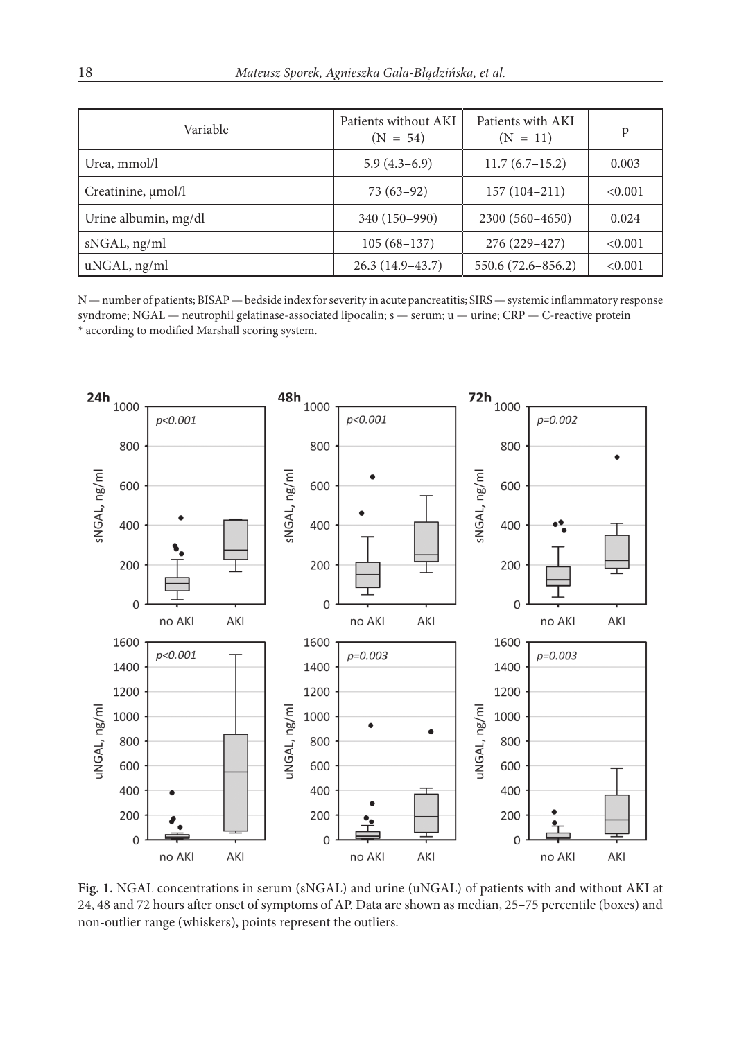| Variable | Patients without AKI (N = 54) | Patients with AKI (N = 11) | p |
|---|---|---|---|
| Urea, mmol/l | 5.9 (4.3–6.9) | 11.7 (6.7–15.2) | 0.003 |
| Creatinine, μmol/l | 73 (63–92) | 157 (104–211) | <0.001 |
| Urine albumin, mg/dl | 340 (150–990) | 2300 (560–4650) | 0.024 |
| sNGAL, ng/ml | 105 (68–137) | 276 (229–427) | <0.001 |
| uNGAL, ng/ml | 26.3 (14.9–43.7) | 550.6 (72.6–856.2) | <0.001 |

N — number of patients; BISAP — bedside index for severity in acute pancreatitis; SIRS — systemic inflammatory response syndrome; NGAL — neutrophil gelatinase-associated lipocalin; s — serum; u — urine; CRP — C-reactive protein
\* according to modified Marshall scoring system.

**Fig. 1.** NGAL concentrations in serum (sNGAL) and urine (uNGAL) of patients with and without AKI at 24, 48 and 72 hours after onset of symptoms of AP. Data are shown as median, 25–75 percentile (boxes) and non-outlier range (whiskers), points represent the outliers.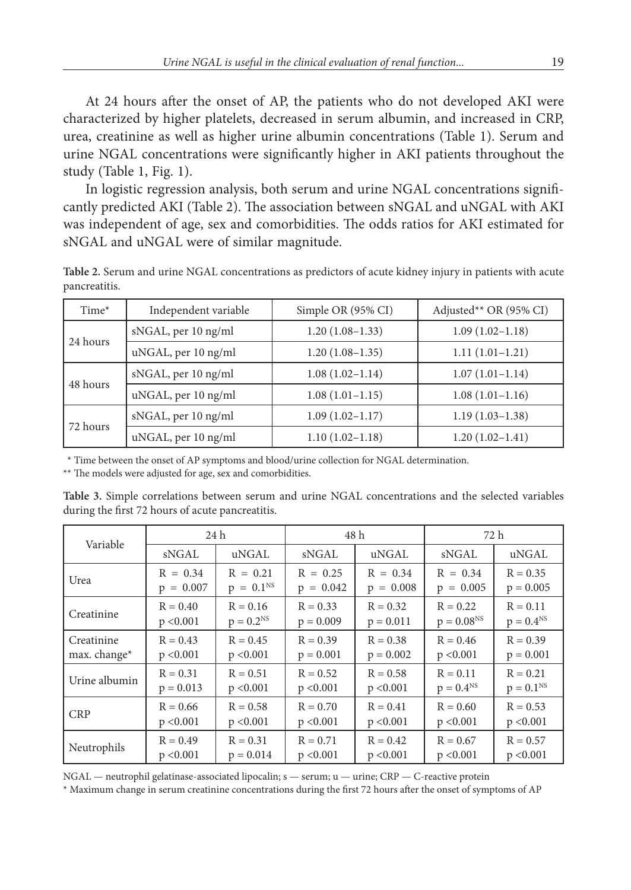At 24 hours after the onset of AP, the patients who do not developed AKI were characterized by higher platelets, decreased in serum albumin, and increased in CRP, urea, creatinine as well as higher urine albumin concentrations (Table 1). Serum and urine NGAL concentrations were significantly higher in AKI patients throughout the study (Table 1, Fig. 1).

In logistic regression analysis, both serum and urine NGAL concentrations significantly predicted AKI (Table 2). The association between sNGAL and uNGAL with AKI was independent of age, sex and comorbidities. The odds ratios for AKI estimated for sNGAL and uNGAL were of similar magnitude.

**Table 2.** Serum and urine NGAL concentrations as predictors of acute kidney injury in patients with acute pancreatitis.

| Time* | Independent variable | Simple OR (95% CI) | Adjusted** OR (95% CI) |
|---|---|---|---|
| 24 hours | sNGAL, per 10 ng/ml | 1.20 (1.08–1.33) | 1.09 (1.02–1.18) |
| | uNGAL, per 10 ng/ml | 1.20 (1.08–1.35) | 1.11 (1.01–1.21) |
| 48 hours | sNGAL, per 10 ng/ml | 1.08 (1.02–1.14) | 1.07 (1.01–1.14) |
| | uNGAL, per 10 ng/ml | 1.08 (1.01–1.15) | 1.08 (1.01–1.16) |
| 72 hours | sNGAL, per 10 ng/ml | 1.09 (1.02–1.17) | 1.19 (1.03–1.38) |
| | uNGAL, per 10 ng/ml | 1.10 (1.02–1.18) | 1.20 (1.02–1.41) |

\* Time between the onset of AP symptoms and blood/urine collection for NGAL determination.

\*\* The models were adjusted for age, sex and comorbidities.

**Table 3.** Simple correlations between serum and urine NGAL concentrations and the selected variables during the first 72 hours of acute pancreatitis.

| Variable | 24 h | | 48 h | | 72 h | |
|---|---|---|---|---|---|---|
| | sNGAL | uNGAL | sNGAL | uNGAL | sNGAL | uNGAL |
| Urea | R = 0.34 p = 0.007 | R = 0.21 p = 0.1[NS] | R = 0.25 p = 0.042 | R = 0.34 p = 0.008 | R = 0.34 p = 0.005 | R = 0.35 p = 0.005 |
| Creatinine | R = 0.40 p <0.001 | R = 0.16 p = 0.2[NS] | R = 0.33 p = 0.009 | R = 0.32 p = 0.011 | R = 0.22 p = 0.08[NS] | R = 0.11 p = 0.4[NS] |
| Creatinine max. change* | R = 0.43 p <0.001 | R = 0.45 p <0.001 | R = 0.39 p = 0.001 | R = 0.38 p = 0.002 | R = 0.46 p <0.001 | R = 0.39 p = 0.001 |
| Urine albumin | R = 0.31 p = 0.013 | R = 0.51 p <0.001 | R = 0.52 p <0.001 | R = 0.58 p <0.001 | R = 0.11 p = 0.4[NS] | R = 0.21 p = 0.1[NS] |
| CRP | R = 0.66 p <0.001 | R = 0.58 p <0.001 | R = 0.70 p <0.001 | R = 0.41 p <0.001 | R = 0.60 p <0.001 | R = 0.53 p <0.001 |
| Neutrophils | R = 0.49 p <0.001 | R = 0.31 p = 0.014 | R = 0.71 p <0.001 | R = 0.42 p <0.001 | R = 0.67 p <0.001 | R = 0.57 p <0.001 |

NGAL — neutrophil gelatinase-associated lipocalin; s — serum; u — urine; CRP — C-reactive protein

\* Maximum change in serum creatinine concentrations during the first 72 hours after the onset of symptoms of AP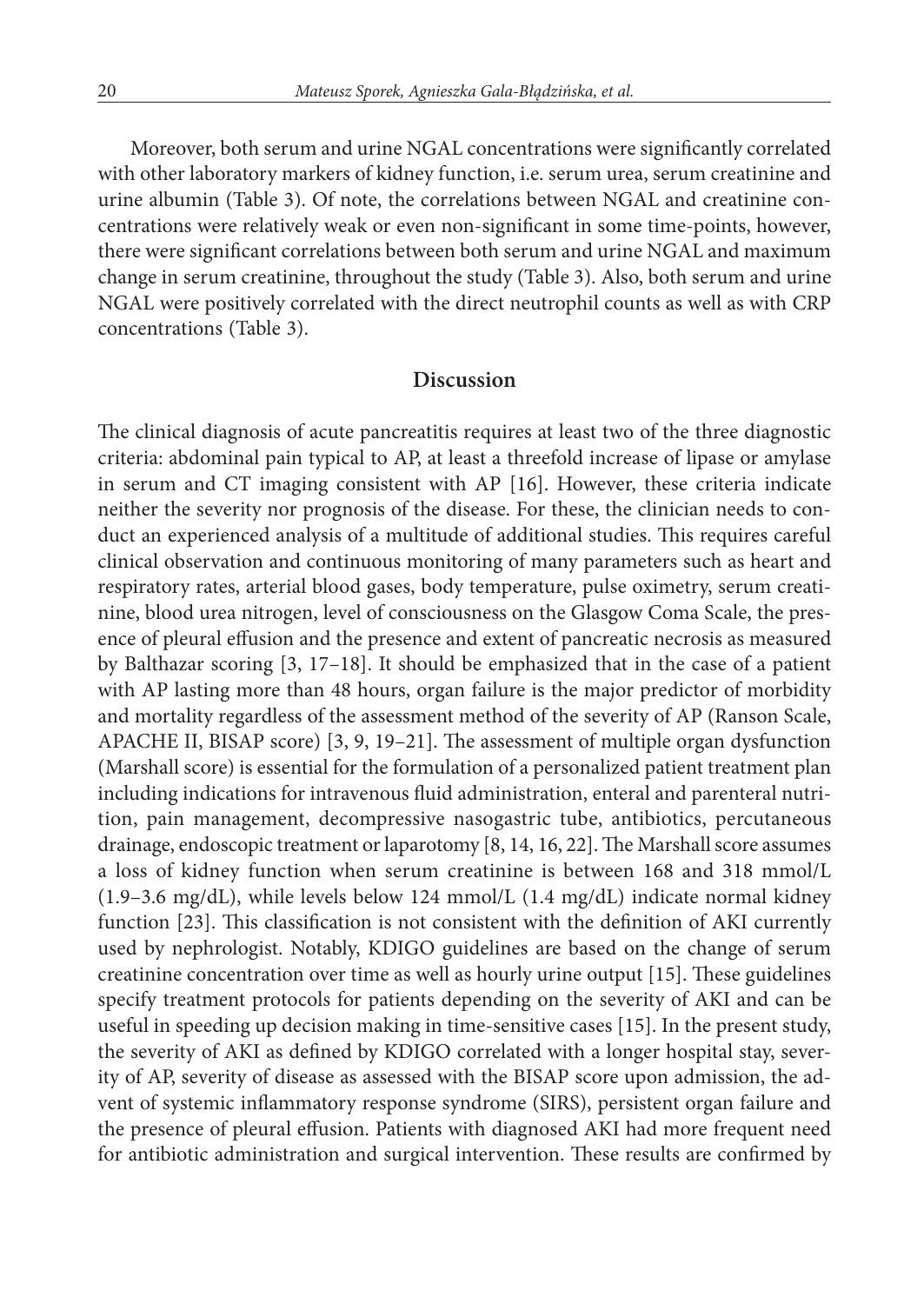Moreover, both serum and urine NGAL concentrations were significantly correlated with other laboratory markers of kidney function, i.e. serum urea, serum creatinine and urine albumin (Table 3). Of note, the correlations between NGAL and creatinine concentrations were relatively weak or even non-significant in some time-points, however, there were significant correlations between both serum and urine NGAL and maximum change in serum creatinine, throughout the study (Table 3). Also, both serum and urine NGAL were positively correlated with the direct neutrophil counts as well as with CRP concentrations (Table 3).

## Discussion

The clinical diagnosis of acute pancreatitis requires at least two of the three diagnostic criteria: abdominal pain typical to AP, at least a threefold increase of lipase or amylase in serum and CT imaging consistent with AP [16]. However, these criteria indicate neither the severity nor prognosis of the disease. For these, the clinician needs to conduct an experienced analysis of a multitude of additional studies. This requires careful clinical observation and continuous monitoring of many parameters such as heart and respiratory rates, arterial blood gases, body temperature, pulse oximetry, serum creatinine, blood urea nitrogen, level of consciousness on the Glasgow Coma Scale, the presence of pleural effusion and the presence and extent of pancreatic necrosis as measured by Balthazar scoring [3, 17–18]. It should be emphasized that in the case of a patient with AP lasting more than 48 hours, organ failure is the major predictor of morbidity and mortality regardless of the assessment method of the severity of AP (Ranson Scale, APACHE II, BISAP score) [3, 9, 19–21]. The assessment of multiple organ dysfunction (Marshall score) is essential for the formulation of a personalized patient treatment plan including indications for intravenous fluid administration, enteral and parenteral nutrition, pain management, decompressive nasogastric tube, antibiotics, percutaneous drainage, endoscopic treatment or laparotomy [8, 14, 16, 22]. The Marshall score assumes a loss of kidney function when serum creatinine is between 168 and 318 mmol/L (1.9–3.6 mg/dL), while levels below 124 mmol/L (1.4 mg/dL) indicate normal kidney function [23]. This classification is not consistent with the definition of AKI currently used by nephrologist. Notably, KDIGO guidelines are based on the change of serum creatinine concentration over time as well as hourly urine output [15]. These guidelines specify treatment protocols for patients depending on the severity of AKI and can be useful in speeding up decision making in time-sensitive cases [15]. In the present study, the severity of AKI as defined by KDIGO correlated with a longer hospital stay, severity of AP, severity of disease as assessed with the BISAP score upon admission, the advent of systemic inflammatory response syndrome (SIRS), persistent organ failure and the presence of pleural effusion. Patients with diagnosed AKI had more frequent need for antibiotic administration and surgical intervention. These results are confirmed by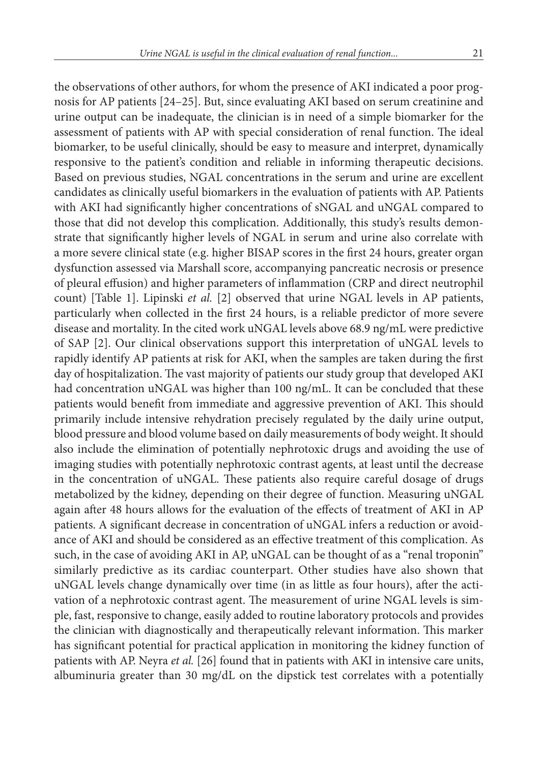the observations of other authors, for whom the presence of AKI indicated a poor prognosis for AP patients [24–25]. But, since evaluating AKI based on serum creatinine and urine output can be inadequate, the clinician is in need of a simple biomarker for the assessment of patients with AP with special consideration of renal function. The ideal biomarker, to be useful clinically, should be easy to measure and interpret, dynamically responsive to the patient's condition and reliable in informing therapeutic decisions. Based on previous studies, NGAL concentrations in the serum and urine are excellent candidates as clinically useful biomarkers in the evaluation of patients with AP. Patients with AKI had significantly higher concentrations of sNGAL and uNGAL compared to those that did not develop this complication. Additionally, this study's results demonstrate that significantly higher levels of NGAL in serum and urine also correlate with a more severe clinical state (e.g. higher BISAP scores in the first 24 hours, greater organ dysfunction assessed via Marshall score, accompanying pancreatic necrosis or presence of pleural effusion) and higher parameters of inflammation (CRP and direct neutrophil count) [Table 1]. Lipinski *et al.* [2] observed that urine NGAL levels in AP patients, particularly when collected in the first 24 hours, is a reliable predictor of more severe disease and mortality. In the cited work uNGAL levels above 68.9 ng/mL were predictive of SAP [2]. Our clinical observations support this interpretation of uNGAL levels to rapidly identify AP patients at risk for AKI, when the samples are taken during the first day of hospitalization. The vast majority of patients our study group that developed AKI had concentration uNGAL was higher than 100 ng/mL. It can be concluded that these patients would benefit from immediate and aggressive prevention of AKI. This should primarily include intensive rehydration precisely regulated by the daily urine output, blood pressure and blood volume based on daily measurements of body weight. It should also include the elimination of potentially nephrotoxic drugs and avoiding the use of imaging studies with potentially nephrotoxic contrast agents, at least until the decrease in the concentration of uNGAL. These patients also require careful dosage of drugs metabolized by the kidney, depending on their degree of function. Measuring uNGAL again after 48 hours allows for the evaluation of the effects of treatment of AKI in AP patients. A significant decrease in concentration of uNGAL infers a reduction or avoidance of AKI and should be considered as an effective treatment of this complication. As such, in the case of avoiding AKI in AP, uNGAL can be thought of as a "renal troponin" similarly predictive as its cardiac counterpart. Other studies have also shown that uNGAL levels change dynamically over time (in as little as four hours), after the activation of a nephrotoxic contrast agent. The measurement of urine NGAL levels is simple, fast, responsive to change, easily added to routine laboratory protocols and provides the clinician with diagnostically and therapeutically relevant information. This marker has significant potential for practical application in monitoring the kidney function of patients with AP. Neyra *et al.* [26] found that in patients with AKI in intensive care units, albuminuria greater than 30 mg/dL on the dipstick test correlates with a potentially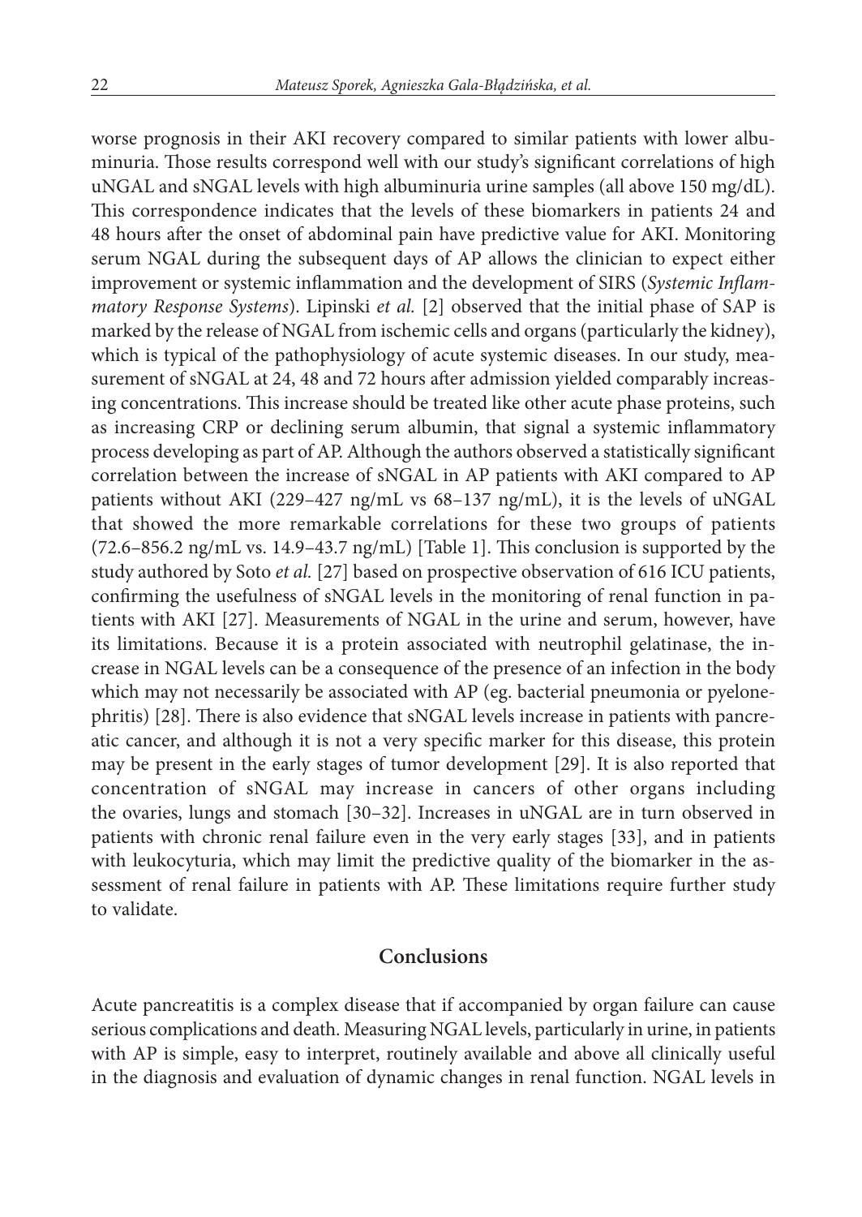worse prognosis in their AKI recovery compared to similar patients with lower albuminuria. Those results correspond well with our study's significant correlations of high uNGAL and sNGAL levels with high albuminuria urine samples (all above 150 mg/dL). This correspondence indicates that the levels of these biomarkers in patients 24 and 48 hours after the onset of abdominal pain have predictive value for AKI. Monitoring serum NGAL during the subsequent days of AP allows the clinician to expect either improvement or systemic inflammation and the development of SIRS (*Systemic Inflammatory Response Systems*). Lipinski *et al.* [2] observed that the initial phase of SAP is marked by the release of NGAL from ischemic cells and organs (particularly the kidney), which is typical of the pathophysiology of acute systemic diseases. In our study, measurement of sNGAL at 24, 48 and 72 hours after admission yielded comparably increasing concentrations. This increase should be treated like other acute phase proteins, such as increasing CRP or declining serum albumin, that signal a systemic inflammatory process developing as part of AP. Although the authors observed a statistically significant correlation between the increase of sNGAL in AP patients with AKI compared to AP patients without AKI (229–427 ng/mL vs 68–137 ng/mL), it is the levels of uNGAL that showed the more remarkable correlations for these two groups of patients (72.6–856.2 ng/mL vs. 14.9–43.7 ng/mL) [Table 1]. This conclusion is supported by the study authored by Soto *et al.* [27] based on prospective observation of 616 ICU patients, confirming the usefulness of sNGAL levels in the monitoring of renal function in patients with AKI [27]. Measurements of NGAL in the urine and serum, however, have its limitations. Because it is a protein associated with neutrophil gelatinase, the increase in NGAL levels can be a consequence of the presence of an infection in the body which may not necessarily be associated with AP (eg. bacterial pneumonia or pyelonephritis) [28]. There is also evidence that sNGAL levels increase in patients with pancreatic cancer, and although it is not a very specific marker for this disease, this protein may be present in the early stages of tumor development [29]. It is also reported that concentration of sNGAL may increase in cancers of other organs including the ovaries, lungs and stomach [30–32]. Increases in uNGAL are in turn observed in patients with chronic renal failure even in the very early stages [33], and in patients with leukocyturia, which may limit the predictive quality of the biomarker in the assessment of renal failure in patients with AP. These limitations require further study to validate.

## Conclusions

Acute pancreatitis is a complex disease that if accompanied by organ failure can cause serious complications and death. Measuring NGAL levels, particularly in urine, in patients with AP is simple, easy to interpret, routinely available and above all clinically useful in the diagnosis and evaluation of dynamic changes in renal function. NGAL levels in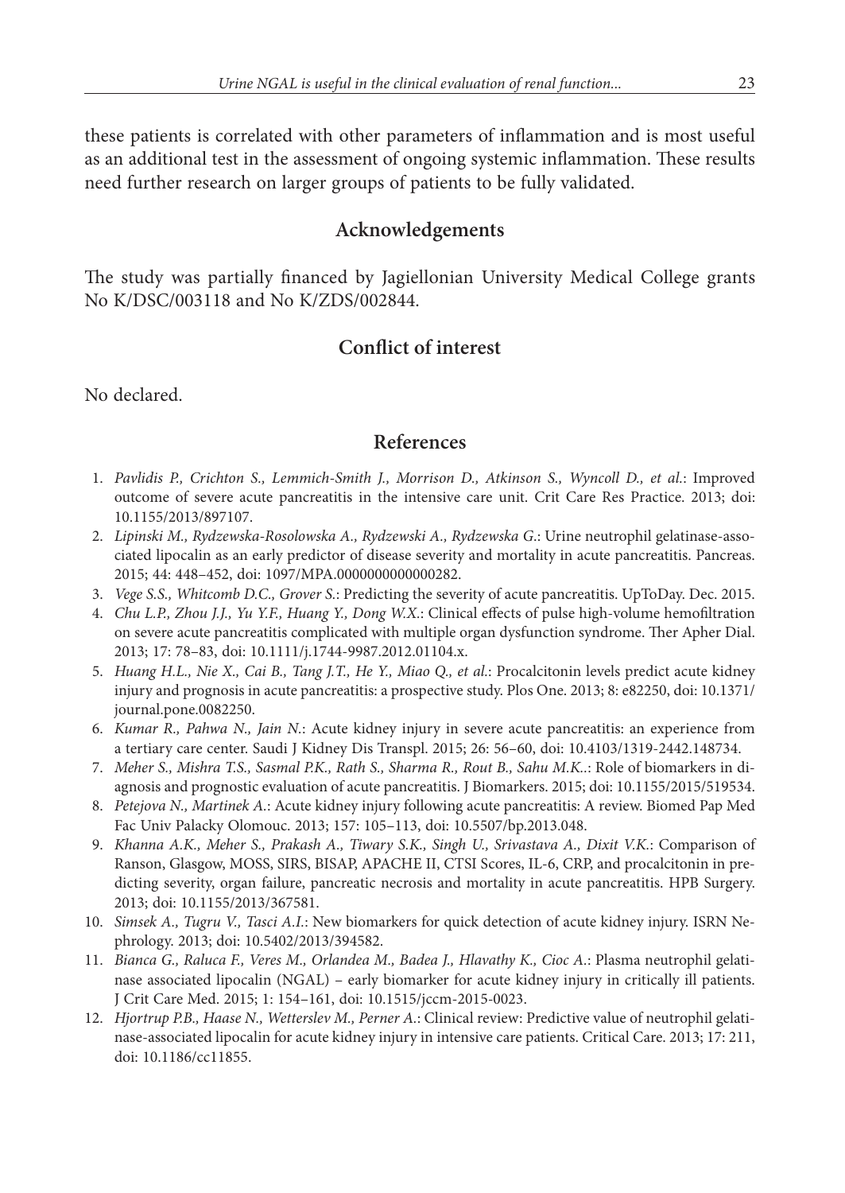these patients is correlated with other parameters of inflammation and is most useful as an additional test in the assessment of ongoing systemic inflammation. These results need further research on larger groups of patients to be fully validated.

## Acknowledgements

The study was partially financed by Jagiellonian University Medical College grants No K/DSC/003118 and No K/ZDS/002844.

## Conflict of interest

No declared.

## References

1. *Pavlidis P., Crichton S., Lemmich-Smith J., Morrison D., Atkinson S., Wyncoll D., et al.*: Improved outcome of severe acute pancreatitis in the intensive care unit. Crit Care Res Practice. 2013; doi: 10.1155/2013/897107.
2. *Lipinski M., Rydzewska-Rosolowska A., Rydzewski A., Rydzewska G.*: Urine neutrophil gelatinase-associated lipocalin as an early predictor of disease severity and mortality in acute pancreatitis. Pancreas. 2015; 44: 448–452, doi: 1097/MPA.0000000000000282.
3. *Vege S.S., Whitcomb D.C., Grover S.*: Predicting the severity of acute pancreatitis. UpToDay. Dec. 2015.
4. *Chu L.P., Zhou J.J., Yu Y.F., Huang Y., Dong W.X.*: Clinical effects of pulse high-volume hemofiltration on severe acute pancreatitis complicated with multiple organ dysfunction syndrome. Ther Apher Dial. 2013; 17: 78–83, doi: 10.1111/j.1744-9987.2012.01104.x.
5. *Huang H.L., Nie X., Cai B., Tang J.T., He Y., Miao Q., et al.*: Procalcitonin levels predict acute kidney injury and prognosis in acute pancreatitis: a prospective study. Plos One. 2013; 8: e82250, doi: 10.1371/journal.pone.0082250.
6. *Kumar R., Pahwa N., Jain N.*: Acute kidney injury in severe acute pancreatitis: an experience from a tertiary care center. Saudi J Kidney Dis Transpl. 2015; 26: 56–60, doi: 10.4103/1319-2442.148734.
7. *Meher S., Mishra T.S., Sasmal P.K., Rath S., Sharma R., Rout B., Sahu M.K.*.: Role of biomarkers in diagnosis and prognostic evaluation of acute pancreatitis. J Biomarkers. 2015; doi: 10.1155/2015/519534.
8. *Petejova N., Martinek A.*: Acute kidney injury following acute pancreatitis: A review. Biomed Pap Med Fac Univ Palacky Olomouc. 2013; 157: 105–113, doi: 10.5507/bp.2013.048.
9. *Khanna A.K., Meher S., Prakash A., Tiwary S.K., Singh U., Srivastava A., Dixit V.K.*: Comparison of Ranson, Glasgow, MOSS, SIRS, BISAP, APACHE II, CTSI Scores, IL-6, CRP, and procalcitonin in predicting severity, organ failure, pancreatic necrosis and mortality in acute pancreatitis. HPB Surgery. 2013; doi: 10.1155/2013/367581.
10. *Simsek A., Tugru V., Tasci A.I.*: New biomarkers for quick detection of acute kidney injury. ISRN Nephrology. 2013; doi: 10.5402/2013/394582.
11. *Bianca G., Raluca F., Veres M., Orlandea M., Badea J., Hlavathy K., Cioc A.*: Plasma neutrophil gelatinase associated lipocalin (NGAL) – early biomarker for acute kidney injury in critically ill patients. J Crit Care Med. 2015; 1: 154–161, doi: 10.1515/jccm-2015-0023.
12. *Hjortrup P.B., Haase N., Wetterslev M., Perner A.*: Clinical review: Predictive value of neutrophil gelatinase-associated lipocalin for acute kidney injury in intensive care patients. Critical Care. 2013; 17: 211, doi: 10.1186/cc11855.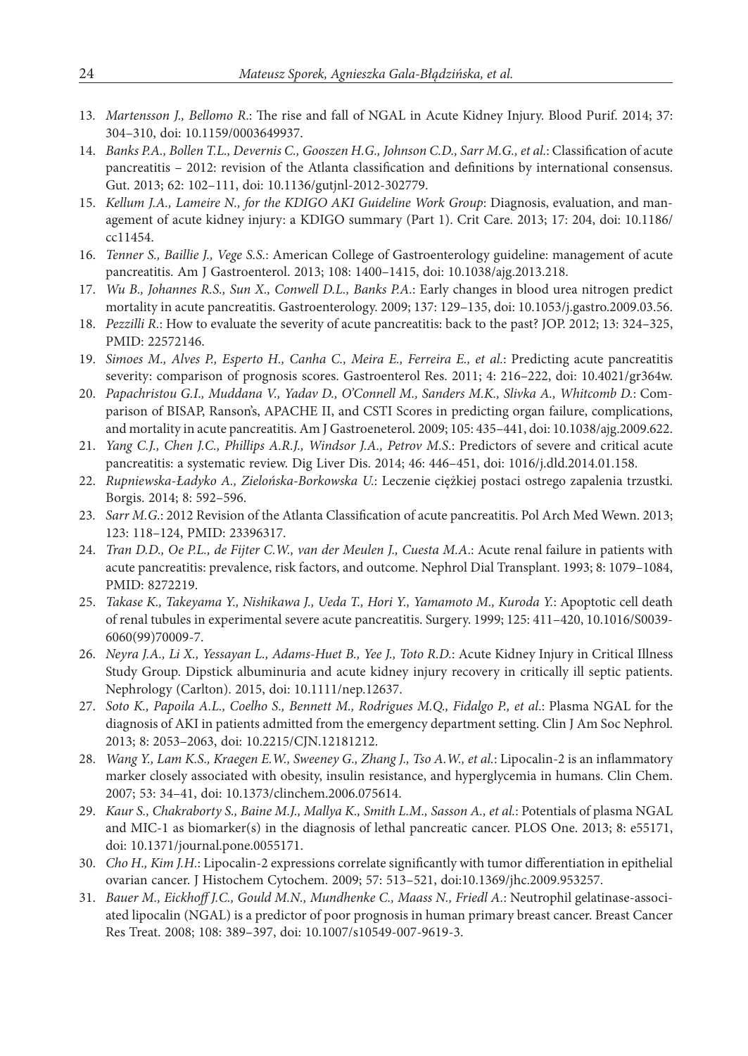13. *Martensson J., Bellomo R.*: The rise and fall of NGAL in Acute Kidney Injury. Blood Purif. 2014; 37: 304–310, doi: 10.1159/0003649937.
14. *Banks P.A., Bollen T.L., Devernis C., Gooszen H.G., Johnson C.D., Sarr M.G., et al.*: Classification of acute pancreatitis – 2012: revision of the Atlanta classification and definitions by international consensus. Gut. 2013; 62: 102–111, doi: 10.1136/gutjnl-2012-302779.
15. *Kellum J.A., Lameire N., for the KDIGO AKI Guideline Work Group*: Diagnosis, evaluation, and management of acute kidney injury: a KDIGO summary (Part 1). Crit Care. 2013; 17: 204, doi: 10.1186/cc11454.
16. *Tenner S., Baillie J., Vege S.S.*: American College of Gastroenterology guideline: management of acute pancreatitis. Am J Gastroenterol. 2013; 108: 1400–1415, doi: 10.1038/ajg.2013.218.
17. *Wu B., Johannes R.S., Sun X., Conwell D.L., Banks P.A.*: Early changes in blood urea nitrogen predict mortality in acute pancreatitis. Gastroenterology. 2009; 137: 129–135, doi: 10.1053/j.gastro.2009.03.56.
18. *Pezzilli R.*: How to evaluate the severity of acute pancreatitis: back to the past? JOP. 2012; 13: 324–325, PMID: 22572146.
19. *Simoes M., Alves P., Esperto H., Canha C., Meira E., Ferreira E., et al.*: Predicting acute pancreatitis severity: comparison of prognosis scores. Gastroenterol Res. 2011; 4: 216–222, doi: 10.4021/gr364w.
20. *Papachristou G.I., Muddana V., Yadav D., O'Connell M., Sanders M.K., Slivka A., Whitcomb D.*: Comparison of BISAP, Ranson's, APACHE II, and CSTI Scores in predicting organ failure, complications, and mortality in acute pancreatitis. Am J Gastroenterol. 2009; 105: 435–441, doi: 10.1038/ajg.2009.622.
21. *Yang C.J., Chen J.C., Phillips A.R.J., Windsor J.A., Petrov M.S.*: Predictors of severe and critical acute pancreatitis: a systematic review. Dig Liver Dis. 2014; 46: 446–451, doi: 1016/j.dld.2014.01.158.
22. *Rupniewska-Ładyko A., Zielońska-Borkowska U.*: Leczenie ciężkiej postaci ostrego zapalenia trzustki. Borgis. 2014; 8: 592–596.
23. *Sarr M.G.*: 2012 Revision of the Atlanta Classification of acute pancreatitis. Pol Arch Med Wewn. 2013; 123: 118–124, PMID: 23396317.
24. *Tran D.D., Oe P.L., de Fijter C.W., van der Meulen J., Cuesta M.A.*: Acute renal failure in patients with acute pancreatitis: prevalence, risk factors, and outcome. Nephrol Dial Transplant. 1993; 8: 1079–1084, PMID: 8272219.
25. *Takase K., Takeyama Y., Nishikawa J., Ueda T., Hori Y., Yamamoto M., Kuroda Y.*: Apoptotic cell death of renal tubules in experimental severe acute pancreatitis. Surgery. 1999; 125: 411–420, 10.1016/S0039-6060(99)70009-7.
26. *Neyra J.A., Li X., Yessayan L., Adams-Huet B., Yee J., Toto R.D.*: Acute Kidney Injury in Critical Illness Study Group. Dipstick albuminuria and acute kidney injury recovery in critically ill septic patients. Nephrology (Carlton). 2015, doi: 10.1111/nep.12637.
27. *Soto K., Papoila A.L., Coelho S., Bennett M., Rodrigues M.Q., Fidalgo P., et al.*: Plasma NGAL for the diagnosis of AKI in patients admitted from the emergency department setting. Clin J Am Soc Nephrol. 2013; 8: 2053–2063, doi: 10.2215/CJN.12181212.
28. *Wang Y., Lam K.S., Kraegen E.W., Sweeney G., Zhang J., Tso A.W., et al.*: Lipocalin-2 is an inflammatory marker closely associated with obesity, insulin resistance, and hyperglycemia in humans. Clin Chem. 2007; 53: 34–41, doi: 10.1373/clinchem.2006.075614.
29. *Kaur S., Chakraborty S., Baine M.J., Mallya K., Smith L.M., Sasson A., et al.*: Potentials of plasma NGAL and MIC-1 as biomarker(s) in the diagnosis of lethal pancreatic cancer. PLOS One. 2013; 8: e55171, doi: 10.1371/journal.pone.0055171.
30. *Cho H., Kim J.H.*: Lipocalin-2 expressions correlate significantly with tumor differentiation in epithelial ovarian cancer. J Histochem Cytochem. 2009; 57: 513–521, doi:10.1369/jhc.2009.953257.
31. *Bauer M., Eickhoff J.C., Gould M.N., Mundhenke C., Maass N., Friedl A.*: Neutrophil gelatinase-associated lipocalin (NGAL) is a predictor of poor prognosis in human primary breast cancer. Breast Cancer Res Treat. 2008; 108: 389–397, doi: 10.1007/s10549-007-9619-3.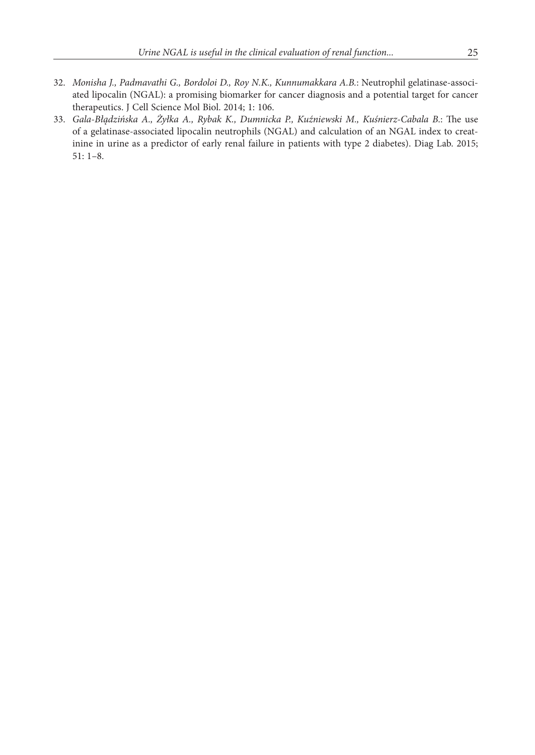32. *Monisha J., Padmavathi G., Bordoloi D., Roy N.K., Kunnumakkara A.B.*: Neutrophil gelatinase-associated lipocalin (NGAL): a promising biomarker for cancer diagnosis and a potential target for cancer therapeutics. J Cell Science Mol Biol. 2014; 1: 106.
33. *Gala-Błądzińska A., Żyłka A., Rybak K., Dumnicka P., Kuźniewski M., Kuśnierz-Cabala B.*: The use of a gelatinase-associated lipocalin neutrophils (NGAL) and calculation of an NGAL index to creatinine in urine as a predictor of early renal failure in patients with type 2 diabetes). Diag Lab. 2015; 51: 1–8.